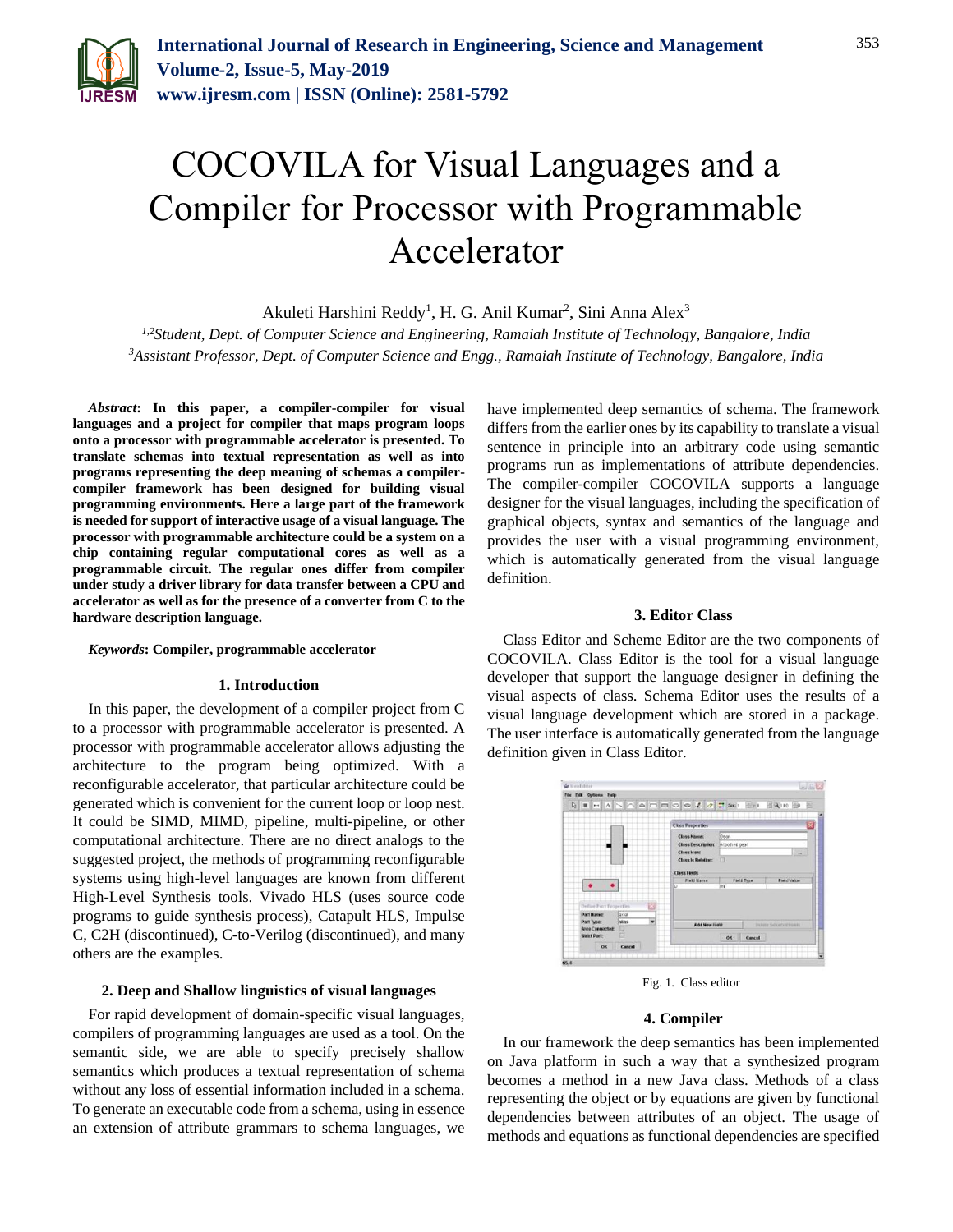# COCOVILA for Visual Languages and a Compiler for Processor with Programmable Accelerator

Akuleti Harshini Reddy[1], H. G. Anil Kumar[2], Sini Anna Alex[3]

[1,2]*Student, Dept. of Computer Science and Engineering, Ramaiah Institute of Technology, Bangalore, India*
[3]*Assistant Professor, Dept. of Computer Science and Engg., Ramaiah Institute of Technology, Bangalore, India*

***Abstract*: In this paper, a compiler-compiler for visual languages and a project for compiler that maps program loops onto a processor with programmable accelerator is presented. To translate schemas into textual representation as well as into programs representing the deep meaning of schemas a compiler-compiler framework has been designed for building visual programming environments. Here a large part of the framework is needed for support of interactive usage of a visual language. The processor with programmable architecture could be a system on a chip containing regular computational cores as well as a programmable circuit. The regular ones differ from compiler under study a driver library for data transfer between a CPU and accelerator as well as for the presence of a converter from C to the hardware description language.**

***Keywords*: Compiler, programmable accelerator**

## 1. Introduction

In this paper, the development of a compiler project from C to a processor with programmable accelerator is presented. A processor with programmable accelerator allows adjusting the architecture to the program being optimized. With a reconfigurable accelerator, that particular architecture could be generated which is convenient for the current loop or loop nest. It could be SIMD, MIMD, pipeline, multi-pipeline, or other computational architecture. There are no direct analogs to the suggested project, the methods of programming reconfigurable systems using high-level languages are known from different High-Level Synthesis tools. Vivado HLS (uses source code programs to guide synthesis process), Catapult HLS, Impulse C, C2H (discontinued), C-to-Verilog (discontinued), and many others are the examples.

## 2. Deep and Shallow linguistics of visual languages

For rapid development of domain-specific visual languages, compilers of programming languages are used as a tool. On the semantic side, we are able to specify precisely shallow semantics which produces a textual representation of schema without any loss of essential information included in a schema. To generate an executable code from a schema, using in essence an extension of attribute grammars to schema languages, we have implemented deep semantics of schema. The framework differs from the earlier ones by its capability to translate a visual sentence in principle into an arbitrary code using semantic programs run as implementations of attribute dependencies. The compiler-compiler COCOVILA supports a language designer for the visual languages, including the specification of graphical objects, syntax and semantics of the language and provides the user with a visual programming environment, which is automatically generated from the visual language definition.

## 3. Editor Class

Class Editor and Scheme Editor are the two components of COCOVILA. Class Editor is the tool for a visual language developer that support the language designer in defining the visual aspects of class. Schema Editor uses the results of a visual language development which are stored in a package. The user interface is automatically generated from the language definition given in Class Editor.

Fig. 1. Class editor

## 4. Compiler

In our framework the deep semantics has been implemented on Java platform in such a way that a synthesized program becomes a method in a new Java class. Methods of a class representing the object or by equations are given by functional dependencies between attributes of an object. The usage of methods and equations as functional dependencies are specified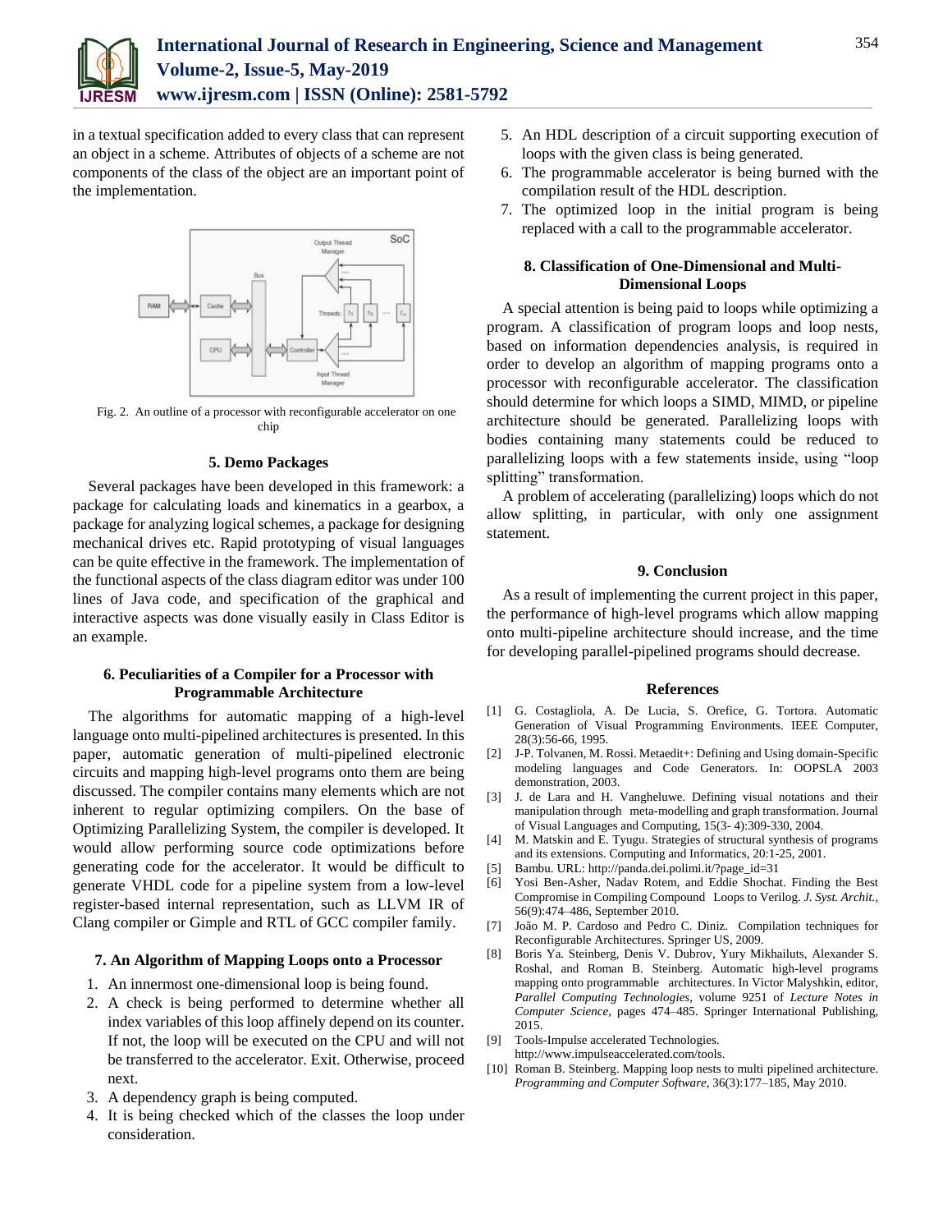in a textual specification added to every class that can represent an object in a scheme. Attributes of objects of a scheme are not components of the class of the object are an important point of the implementation.

SoC

Output Thread Manager

Bus

RAM

Cache

Threads:

CPU

Controller

Input Thread Manager

Fig. 2. An outline of a processor with reconfigurable accelerator on one chip

### 5. Demo Packages

Several packages have been developed in this framework: a package for calculating loads and kinematics in a gearbox, a package for analyzing logical schemes, a package for designing mechanical drives etc. Rapid prototyping of visual languages can be quite effective in the framework. The implementation of the functional aspects of the class diagram editor was under 100 lines of Java code, and specification of the graphical and interactive aspects was done visually easily in Class Editor is an example.

### 6. Peculiarities of a Compiler for a Processor with Programmable Architecture

The algorithms for automatic mapping of a high-level language onto multi-pipelined architectures is presented. In this paper, automatic generation of multi-pipelined electronic circuits and mapping high-level programs onto them are being discussed. The compiler contains many elements which are not inherent to regular optimizing compilers. On the base of Optimizing Parallelizing System, the compiler is developed. It would allow performing source code optimizations before generating code for the accelerator. It would be difficult to generate VHDL code for a pipeline system from a low-level register-based internal representation, such as LLVM IR of Clang compiler or Gimple and RTL of GCC compiler family.

### 7. An Algorithm of Mapping Loops onto a Processor

1. An innermost one-dimensional loop is being found.
2. A check is being performed to determine whether all index variables of this loop affinely depend on its counter. If not, the loop will be executed on the CPU and will not be transferred to the accelerator. Exit. Otherwise, proceed next.
3. A dependency graph is being computed.
4. It is being checked which of the classes the loop under consideration.
5. An HDL description of a circuit supporting execution of loops with the given class is being generated.
6. The programmable accelerator is being burned with the compilation result of the HDL description.
7. The optimized loop in the initial program is being replaced with a call to the programmable accelerator.

### 8. Classification of One-Dimensional and Multi-Dimensional Loops

A special attention is being paid to loops while optimizing a program. A classification of program loops and loop nests, based on information dependencies analysis, is required in order to develop an algorithm of mapping programs onto a processor with reconfigurable accelerator. The classification should determine for which loops a SIMD, MIMD, or pipeline architecture should be generated. Parallelizing loops with bodies containing many statements could be reduced to parallelizing loops with a few statements inside, using "loop splitting" transformation.

A problem of accelerating (parallelizing) loops which do not allow splitting, in particular, with only one assignment statement.

### 9. Conclusion

As a result of implementing the current project in this paper, the performance of high-level programs which allow mapping onto multi-pipeline architecture should increase, and the time for developing parallel-pipelined programs should decrease.

### References

[1] G. Costagliola, A. De Lucia, S. Orefice, G. Tortora. Automatic Generation of Visual Programming Environments. IEEE Computer, 28(3):56-66, 1995.

[2] J-P. Tolvanen, M. Rossi. Metaedit+: Defining and Using domain-Specific modeling languages and Code Generators. In: OOPSLA 2003 demonstration, 2003.

[3] J. de Lara and H. Vangheluwe. Defining visual notations and their manipulation through meta-modelling and graph transformation. Journal of Visual Languages and Computing, 15(3- 4):309-330, 2004.

[4] M. Matskin and E. Tyugu. Strategies of structural synthesis of programs and its extensions. Computing and Informatics, 20:1-25, 2001.

[5] Bambu. URL: http://panda.dei.polimi.it/?page_id=31

[6] Yosi Ben-Asher, Nadav Rotem, and Eddie Shochat. Finding the Best Compromise in Compiling Compound Loops to Verilog. *J. Syst. Archit.*, 56(9):474–486, September 2010.

[7] João M. P. Cardoso and Pedro C. Diniz. Compilation techniques for Reconfigurable Architectures. Springer US, 2009.

[8] Boris Ya. Steinberg, Denis V. Dubrov, Yury Mikhailuts, Alexander S. Roshal, and Roman B. Steinberg. Automatic high-level programs mapping onto programmable architectures. In Victor Malyshkin, editor, *Parallel Computing Technologies*, volume 9251 of *Lecture Notes in Computer Science*, pages 474–485. Springer International Publishing, 2015.

[9] Tools-Impulse accelerated Technologies. http://www.impulseaccelerated.com/tools.

[10] Roman B. Steinberg. Mapping loop nests to multi pipelined architecture. *Programming and Computer Software*, 36(3):177–185, May 2010.